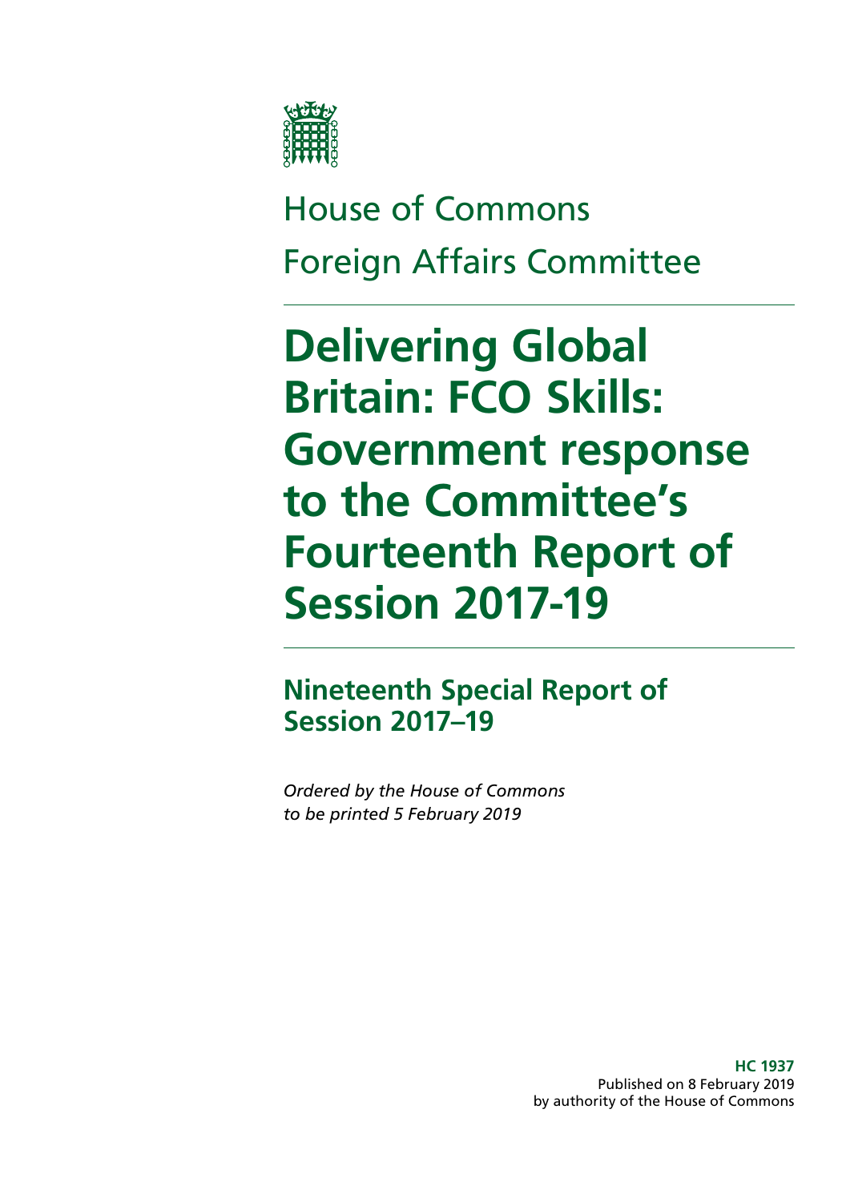House of Commons

Foreign Affairs Committee

# Delivering Global Britain: FCO Skills: Government response to the Committee's Fourteenth Report of Session 2017-19

## Nineteenth Special Report of Session 2017–19

*Ordered by the House of Commons to be printed 5 February 2019*

**HC 1937**
Published on 8 February 2019
by authority of the House of Commons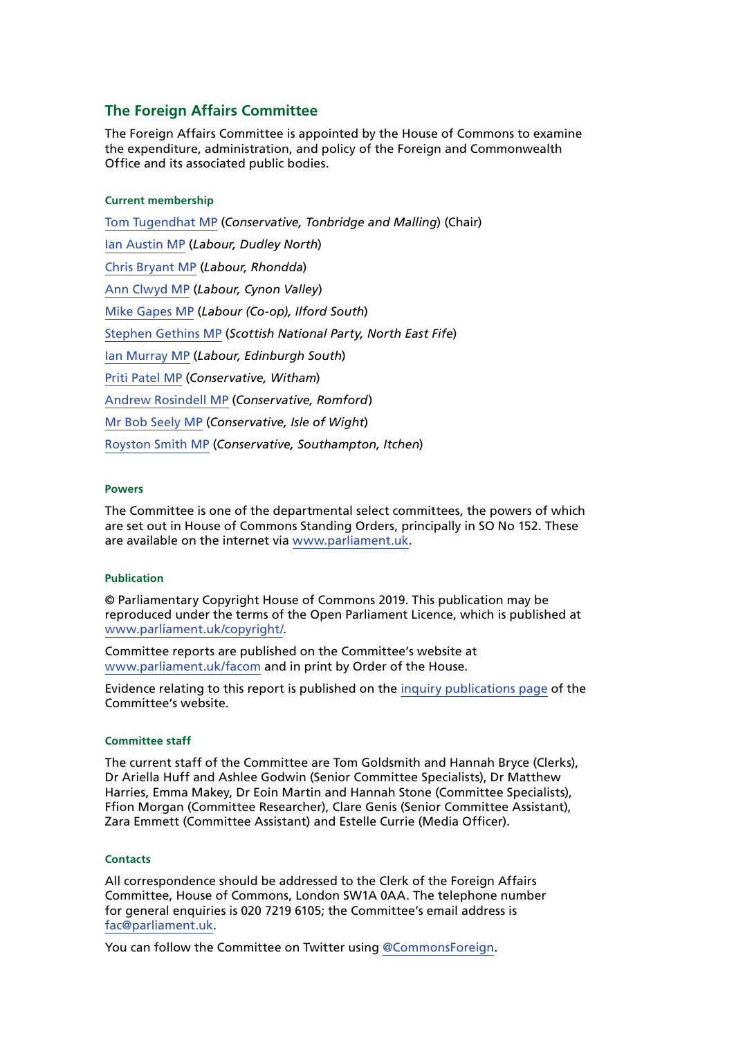## The Foreign Affairs Committee

The Foreign Affairs Committee is appointed by the House of Commons to examine the expenditure, administration, and policy of the Foreign and Commonwealth Office and its associated public bodies.

#### Current membership

Tom Tugendhat MP (*Conservative, Tonbridge and Malling*) (Chair)

Ian Austin MP (*Labour, Dudley North*)

Chris Bryant MP (*Labour, Rhondda*)

Ann Clwyd MP (*Labour, Cynon Valley*)

Mike Gapes MP (*Labour (Co-op), Ilford South*)

Stephen Gethins MP (*Scottish National Party, North East Fife*)

Ian Murray MP (*Labour, Edinburgh South*)

Priti Patel MP (*Conservative, Witham*)

Andrew Rosindell MP (*Conservative, Romford*)

Mr Bob Seely MP (*Conservative, Isle of Wight*)

Royston Smith MP (*Conservative, Southampton, Itchen*)

#### Powers

The Committee is one of the departmental select committees, the powers of which are set out in House of Commons Standing Orders, principally in SO No 152. These are available on the internet via www.parliament.uk.

#### Publication

© Parliamentary Copyright House of Commons 2019. This publication may be reproduced under the terms of the Open Parliament Licence, which is published at www.parliament.uk/copyright/.

Committee reports are published on the Committee's website at www.parliament.uk/facom and in print by Order of the House.

Evidence relating to this report is published on the inquiry publications page of the Committee's website.

#### Committee staff

The current staff of the Committee are Tom Goldsmith and Hannah Bryce (Clerks), Dr Ariella Huff and Ashlee Godwin (Senior Committee Specialists), Dr Matthew Harries, Emma Makey, Dr Eoin Martin and Hannah Stone (Committee Specialists), Ffion Morgan (Committee Researcher), Clare Genis (Senior Committee Assistant), Zara Emmett (Committee Assistant) and Estelle Currie (Media Officer).

#### Contacts

All correspondence should be addressed to the Clerk of the Foreign Affairs Committee, House of Commons, London SW1A 0AA. The telephone number for general enquiries is 020 7219 6105; the Committee's email address is fac@parliament.uk.

You can follow the Committee on Twitter using @CommonsForeign.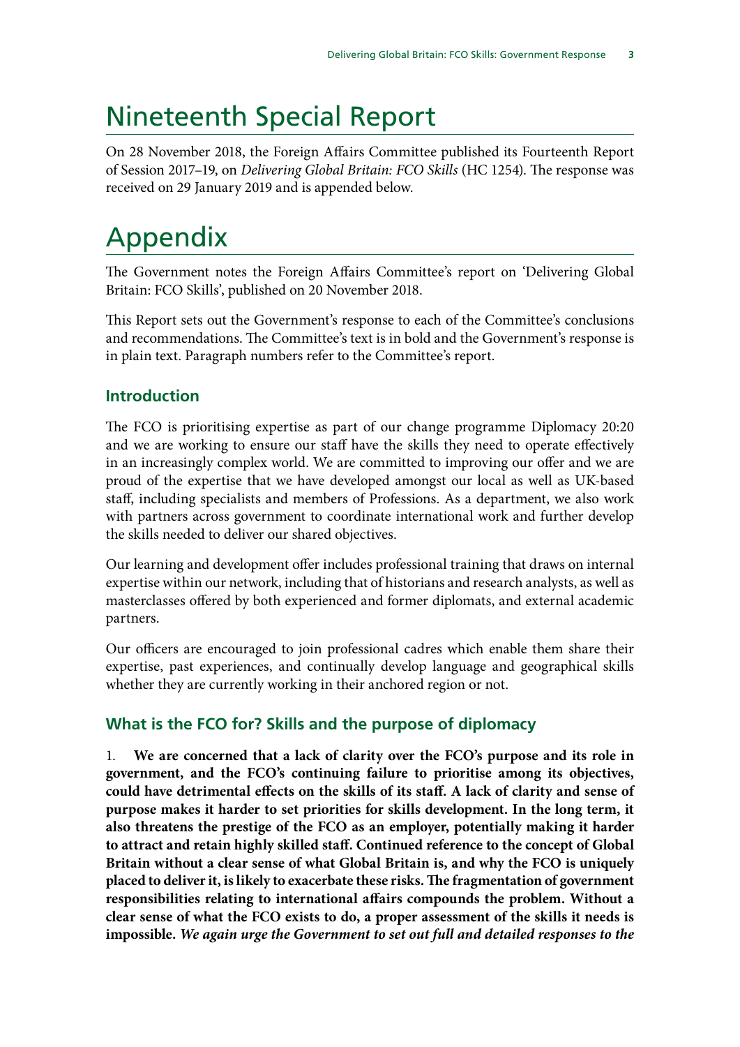# Nineteenth Special Report

On 28 November 2018, the Foreign Affairs Committee published its Fourteenth Report of Session 2017–19, on *Delivering Global Britain: FCO Skills* (HC 1254). The response was received on 29 January 2019 and is appended below.

# Appendix

The Government notes the Foreign Affairs Committee's report on 'Delivering Global Britain: FCO Skills', published on 20 November 2018.

This Report sets out the Government's response to each of the Committee's conclusions and recommendations. The Committee's text is in bold and the Government's response is in plain text. Paragraph numbers refer to the Committee's report.

### Introduction

The FCO is prioritising expertise as part of our change programme Diplomacy 20:20 and we are working to ensure our staff have the skills they need to operate effectively in an increasingly complex world. We are committed to improving our offer and we are proud of the expertise that we have developed amongst our local as well as UK-based staff, including specialists and members of Professions. As a department, we also work with partners across government to coordinate international work and further develop the skills needed to deliver our shared objectives.

Our learning and development offer includes professional training that draws on internal expertise within our network, including that of historians and research analysts, as well as masterclasses offered by both experienced and former diplomats, and external academic partners.

Our officers are encouraged to join professional cadres which enable them share their expertise, past experiences, and continually develop language and geographical skills whether they are currently working in their anchored region or not.

### What is the FCO for? Skills and the purpose of diplomacy

1. **We are concerned that a lack of clarity over the FCO's purpose and its role in government, and the FCO's continuing failure to prioritise among its objectives, could have detrimental effects on the skills of its staff. A lack of clarity and sense of purpose makes it harder to set priorities for skills development. In the long term, it also threatens the prestige of the FCO as an employer, potentially making it harder to attract and retain highly skilled staff. Continued reference to the concept of Global Britain without a clear sense of what Global Britain is, and why the FCO is uniquely placed to deliver it, is likely to exacerbate these risks. The fragmentation of government responsibilities relating to international affairs compounds the problem. Without a clear sense of what the FCO exists to do, a proper assessment of the skills it needs is impossible.** ***We again urge the Government to set out full and detailed responses to the***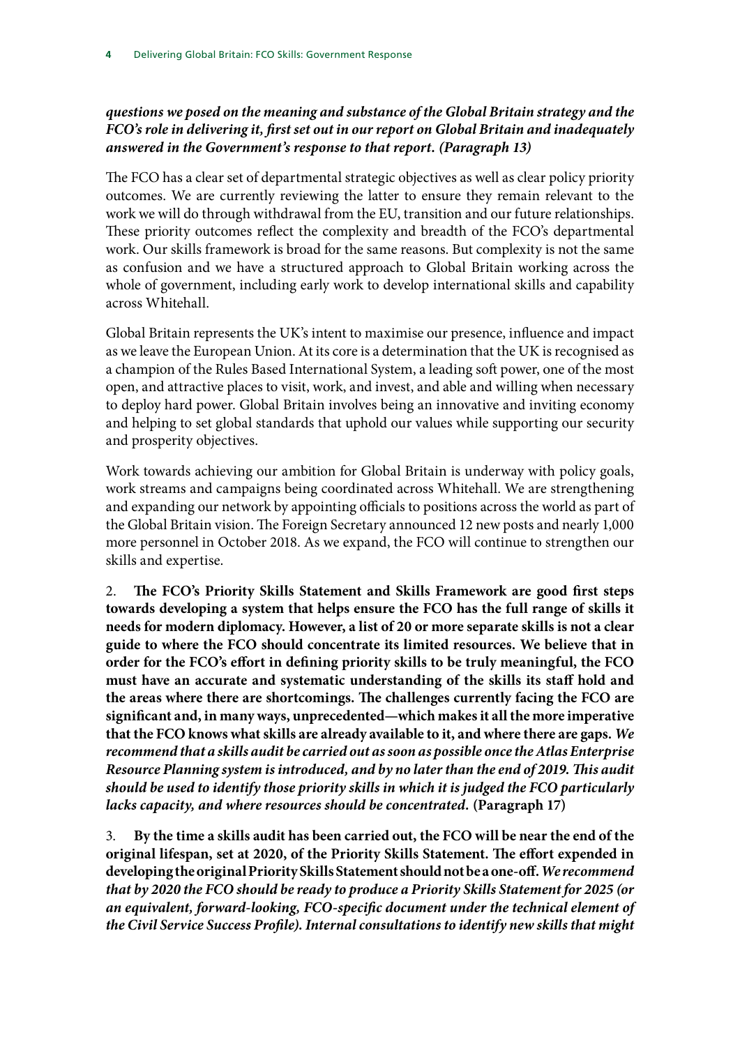***questions we posed on the meaning and substance of the Global Britain strategy and the FCO's role in delivering it, first set out in our report on Global Britain and inadequately answered in the Government's response to that report. (Paragraph 13)***

The FCO has a clear set of departmental strategic objectives as well as clear policy priority outcomes. We are currently reviewing the latter to ensure they remain relevant to the work we will do through withdrawal from the EU, transition and our future relationships. These priority outcomes reflect the complexity and breadth of the FCO's departmental work. Our skills framework is broad for the same reasons. But complexity is not the same as confusion and we have a structured approach to Global Britain working across the whole of government, including early work to develop international skills and capability across Whitehall.

Global Britain represents the UK's intent to maximise our presence, influence and impact as we leave the European Union. At its core is a determination that the UK is recognised as a champion of the Rules Based International System, a leading soft power, one of the most open, and attractive places to visit, work, and invest, and able and willing when necessary to deploy hard power. Global Britain involves being an innovative and inviting economy and helping to set global standards that uphold our values while supporting our security and prosperity objectives.

Work towards achieving our ambition for Global Britain is underway with policy goals, work streams and campaigns being coordinated across Whitehall. We are strengthening and expanding our network by appointing officials to positions across the world as part of the Global Britain vision. The Foreign Secretary announced 12 new posts and nearly 1,000 more personnel in October 2018. As we expand, the FCO will continue to strengthen our skills and expertise.

2. **The FCO's Priority Skills Statement and Skills Framework are good first steps towards developing a system that helps ensure the FCO has the full range of skills it needs for modern diplomacy. However, a list of 20 or more separate skills is not a clear guide to where the FCO should concentrate its limited resources. We believe that in order for the FCO's effort in defining priority skills to be truly meaningful, the FCO must have an accurate and systematic understanding of the skills its staff hold and the areas where there are shortcomings. The challenges currently facing the FCO are significant and, in many ways, unprecedented—which makes it all the more imperative that the FCO knows what skills are already available to it, and where there are gaps. *We recommend that a skills audit be carried out as soon as possible once the Atlas Enterprise Resource Planning system is introduced, and by no later than the end of 2019. This audit should be used to identify those priority skills in which it is judged the FCO particularly lacks capacity, and where resources should be concentrated.* (Paragraph 17)**

3. **By the time a skills audit has been carried out, the FCO will be near the end of the original lifespan, set at 2020, of the Priority Skills Statement. The effort expended in developing the original Priority Skills Statement should not be a one-off. *We recommend that by 2020 the FCO should be ready to produce a Priority Skills Statement for 2025 (or an equivalent, forward-looking, FCO-specific document under the technical element of the Civil Service Success Profile). Internal consultations to identify new skills that might***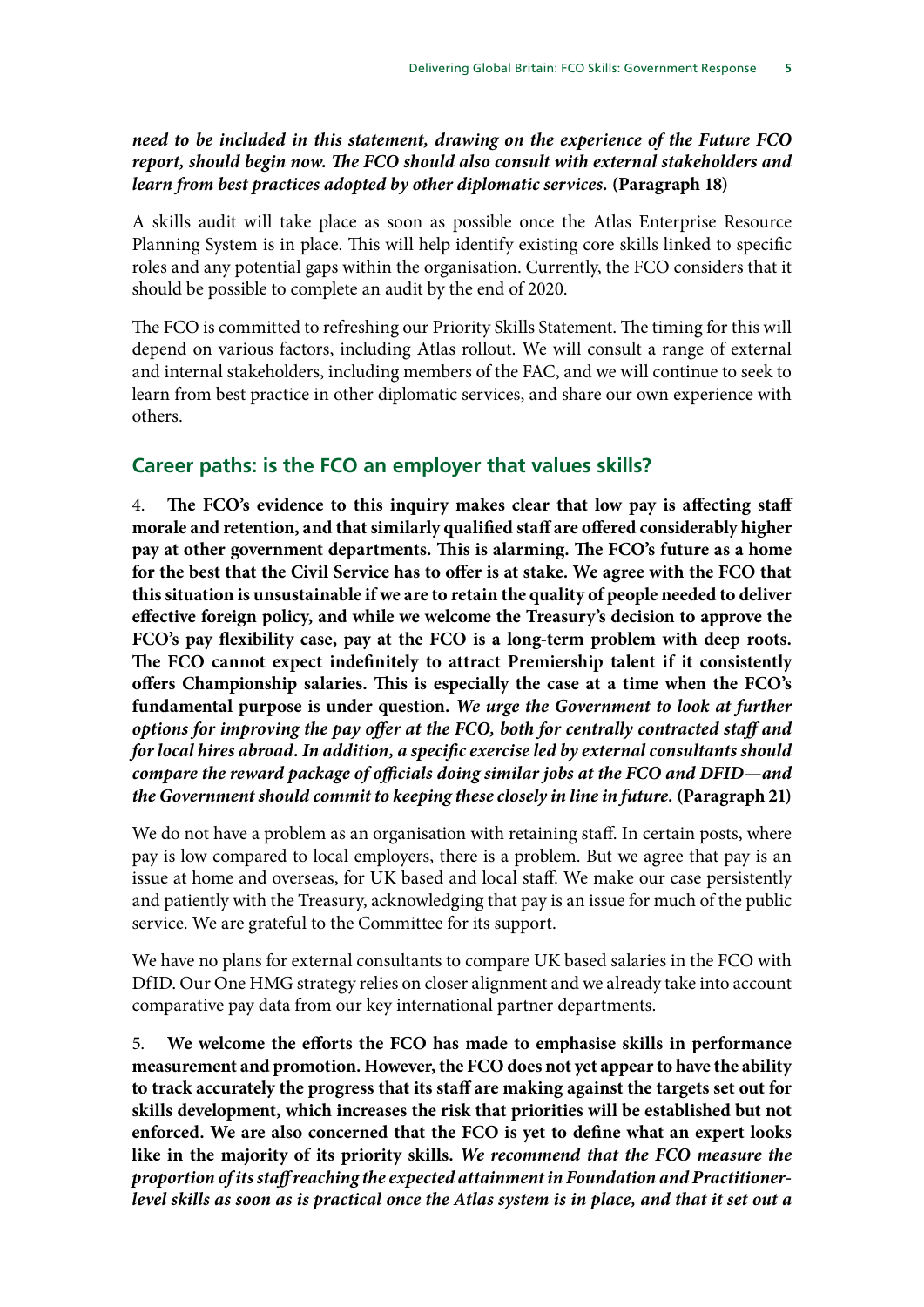***need to be included in this statement, drawing on the experience of the Future FCO report, should begin now. The FCO should also consult with external stakeholders and learn from best practices adopted by other diplomatic services.*** **(Paragraph 18)**

A skills audit will take place as soon as possible once the Atlas Enterprise Resource Planning System is in place. This will help identify existing core skills linked to specific roles and any potential gaps within the organisation. Currently, the FCO considers that it should be possible to complete an audit by the end of 2020.

The FCO is committed to refreshing our Priority Skills Statement. The timing for this will depend on various factors, including Atlas rollout. We will consult a range of external and internal stakeholders, including members of the FAC, and we will continue to seek to learn from best practice in other diplomatic services, and share our own experience with others.

## Career paths: is the FCO an employer that values skills?

4. **The FCO's evidence to this inquiry makes clear that low pay is affecting staff morale and retention, and that similarly qualified staff are offered considerably higher pay at other government departments. This is alarming. The FCO's future as a home for the best that the Civil Service has to offer is at stake. We agree with the FCO that this situation is unsustainable if we are to retain the quality of people needed to deliver effective foreign policy, and while we welcome the Treasury's decision to approve the FCO's pay flexibility case, pay at the FCO is a long-term problem with deep roots. The FCO cannot expect indefinitely to attract Premiership talent if it consistently offers Championship salaries. This is especially the case at a time when the FCO's fundamental purpose is under question.** ***We urge the Government to look at further options for improving the pay offer at the FCO, both for centrally contracted staff and for local hires abroad. In addition, a specific exercise led by external consultants should compare the reward package of officials doing similar jobs at the FCO and DFID—and the Government should commit to keeping these closely in line in future.*** **(Paragraph 21)**

We do not have a problem as an organisation with retaining staff. In certain posts, where pay is low compared to local employers, there is a problem. But we agree that pay is an issue at home and overseas, for UK based and local staff. We make our case persistently and patiently with the Treasury, acknowledging that pay is an issue for much of the public service. We are grateful to the Committee for its support.

We have no plans for external consultants to compare UK based salaries in the FCO with DfID. Our One HMG strategy relies on closer alignment and we already take into account comparative pay data from our key international partner departments.

5. **We welcome the efforts the FCO has made to emphasise skills in performance measurement and promotion. However, the FCO does not yet appear to have the ability to track accurately the progress that its staff are making against the targets set out for skills development, which increases the risk that priorities will be established but not enforced. We are also concerned that the FCO is yet to define what an expert looks like in the majority of its priority skills.** ***We recommend that the FCO measure the proportion of its staff reaching the expected attainment in Foundation and Practitioner-level skills as soon as is practical once the Atlas system is in place, and that it set out a***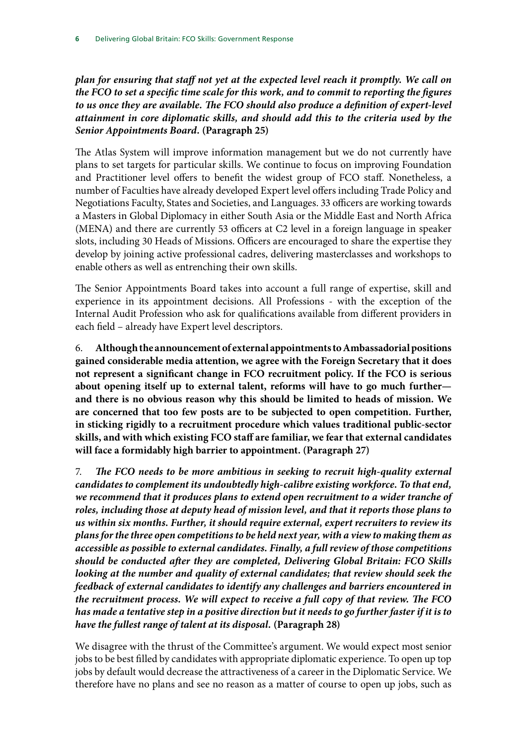***plan for ensuring that staff not yet at the expected level reach it promptly. We call on the FCO to set a specific time scale for this work, and to commit to reporting the figures to us once they are available. The FCO should also produce a definition of expert-level attainment in core diplomatic skills, and should add this to the criteria used by the Senior Appointments Board.*** **(Paragraph 25)**

The Atlas System will improve information management but we do not currently have plans to set targets for particular skills. We continue to focus on improving Foundation and Practitioner level offers to benefit the widest group of FCO staff. Nonetheless, a number of Faculties have already developed Expert level offers including Trade Policy and Negotiations Faculty, States and Societies, and Languages. 33 officers are working towards a Masters in Global Diplomacy in either South Asia or the Middle East and North Africa (MENA) and there are currently 53 officers at C2 level in a foreign language in speaker slots, including 30 Heads of Missions. Officers are encouraged to share the expertise they develop by joining active professional cadres, delivering masterclasses and workshops to enable others as well as entrenching their own skills.

The Senior Appointments Board takes into account a full range of expertise, skill and experience in its appointment decisions. All Professions - with the exception of the Internal Audit Profession who ask for qualifications available from different providers in each field – already have Expert level descriptors.

6. **Although the announcement of external appointments to Ambassadorial positions gained considerable media attention, we agree with the Foreign Secretary that it does not represent a significant change in FCO recruitment policy. If the FCO is serious about opening itself up to external talent, reforms will have to go much further—and there is no obvious reason why this should be limited to heads of mission. We are concerned that too few posts are to be subjected to open competition. Further, in sticking rigidly to a recruitment procedure which values traditional public-sector skills, and with which existing FCO staff are familiar, we fear that external candidates will face a formidably high barrier to appointment. (Paragraph 27)**

7. ***The FCO needs to be more ambitious in seeking to recruit high-quality external candidates to complement its undoubtedly high-calibre existing workforce. To that end, we recommend that it produces plans to extend open recruitment to a wider tranche of roles, including those at deputy head of mission level, and that it reports those plans to us within six months. Further, it should require external, expert recruiters to review its plans for the three open competitions to be held next year, with a view to making them as accessible as possible to external candidates. Finally, a full review of those competitions should be conducted after they are completed, Delivering Global Britain: FCO Skills looking at the number and quality of external candidates; that review should seek the feedback of external candidates to identify any challenges and barriers encountered in the recruitment process. We will expect to receive a full copy of that review. The FCO has made a tentative step in a positive direction but it needs to go further faster if it is to have the fullest range of talent at its disposal.*** **(Paragraph 28)**

We disagree with the thrust of the Committee's argument. We would expect most senior jobs to be best filled by candidates with appropriate diplomatic experience. To open up top jobs by default would decrease the attractiveness of a career in the Diplomatic Service. We therefore have no plans and see no reason as a matter of course to open up jobs, such as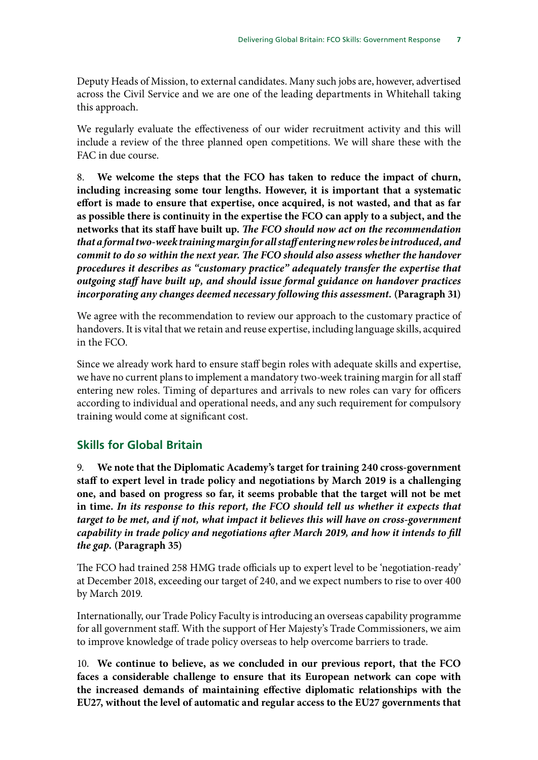Deputy Heads of Mission, to external candidates. Many such jobs are, however, advertised across the Civil Service and we are one of the leading departments in Whitehall taking this approach.

We regularly evaluate the effectiveness of our wider recruitment activity and this will include a review of the three planned open competitions. We will share these with the FAC in due course.

8. **We welcome the steps that the FCO has taken to reduce the impact of churn, including increasing some tour lengths. However, it is important that a systematic effort is made to ensure that expertise, once acquired, is not wasted, and that as far as possible there is continuity in the expertise the FCO can apply to a subject, and the networks that its staff have built up.** ***The FCO should now act on the recommendation that a formal two-week training margin for all staff entering new roles be introduced, and commit to do so within the next year. The FCO should also assess whether the handover procedures it describes as "customary practice" adequately transfer the expertise that outgoing staff have built up, and should issue formal guidance on handover practices incorporating any changes deemed necessary following this assessment.*** **(Paragraph 31)**

We agree with the recommendation to review our approach to the customary practice of handovers. It is vital that we retain and reuse expertise, including language skills, acquired in the FCO.

Since we already work hard to ensure staff begin roles with adequate skills and expertise, we have no current plans to implement a mandatory two-week training margin for all staff entering new roles. Timing of departures and arrivals to new roles can vary for officers according to individual and operational needs, and any such requirement for compulsory training would come at significant cost.

## Skills for Global Britain

9. **We note that the Diplomatic Academy's target for training 240 cross-government staff to expert level in trade policy and negotiations by March 2019 is a challenging one, and based on progress so far, it seems probable that the target will not be met in time.** ***In its response to this report, the FCO should tell us whether it expects that target to be met, and if not, what impact it believes this will have on cross-government capability in trade policy and negotiations after March 2019, and how it intends to fill the gap.*** **(Paragraph 35)**

The FCO had trained 258 HMG trade officials up to expert level to be 'negotiation-ready' at December 2018, exceeding our target of 240, and we expect numbers to rise to over 400 by March 2019.

Internationally, our Trade Policy Faculty is introducing an overseas capability programme for all government staff. With the support of Her Majesty's Trade Commissioners, we aim to improve knowledge of trade policy overseas to help overcome barriers to trade.

10. **We continue to believe, as we concluded in our previous report, that the FCO faces a considerable challenge to ensure that its European network can cope with the increased demands of maintaining effective diplomatic relationships with the EU27, without the level of automatic and regular access to the EU27 governments that**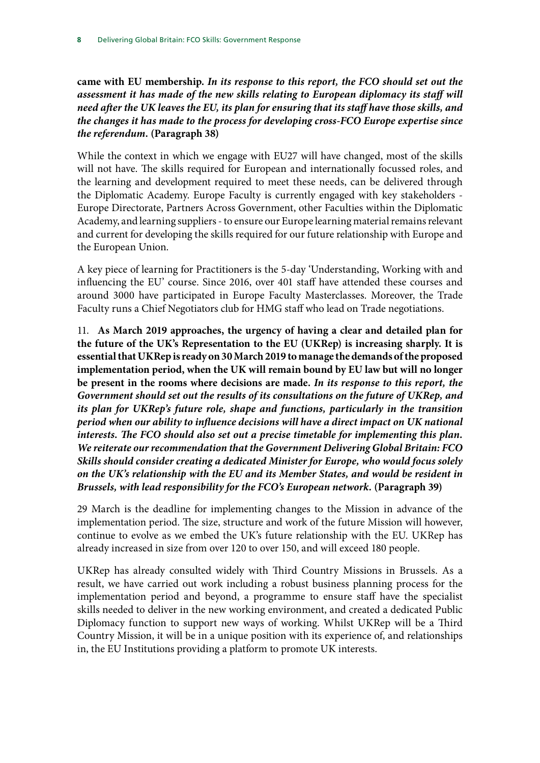**came with EU membership.** ***In its response to this report, the FCO should set out the assessment it has made of the new skills relating to European diplomacy its staff will need after the UK leaves the EU, its plan for ensuring that its staff have those skills, and the changes it has made to the process for developing cross-FCO Europe expertise since the referendum.*** **(Paragraph 38)**

While the context in which we engage with EU27 will have changed, most of the skills will not have. The skills required for European and internationally focussed roles, and the learning and development required to meet these needs, can be delivered through the Diplomatic Academy. Europe Faculty is currently engaged with key stakeholders - Europe Directorate, Partners Across Government, other Faculties within the Diplomatic Academy, and learning suppliers - to ensure our Europe learning material remains relevant and current for developing the skills required for our future relationship with Europe and the European Union.

A key piece of learning for Practitioners is the 5-day 'Understanding, Working with and influencing the EU' course. Since 2016, over 401 staff have attended these courses and around 3000 have participated in Europe Faculty Masterclasses. Moreover, the Trade Faculty runs a Chief Negotiators club for HMG staff who lead on Trade negotiations.

11. **As March 2019 approaches, the urgency of having a clear and detailed plan for the future of the UK's Representation to the EU (UKRep) is increasing sharply. It is essential that UKRep is ready on 30 March 2019 to manage the demands of the proposed implementation period, when the UK will remain bound by EU law but will no longer be present in the rooms where decisions are made.** ***In its response to this report, the Government should set out the results of its consultations on the future of UKRep, and its plan for UKRep's future role, shape and functions, particularly in the transition period when our ability to influence decisions will have a direct impact on UK national interests. The FCO should also set out a precise timetable for implementing this plan. We reiterate our recommendation that the Government Delivering Global Britain: FCO Skills should consider creating a dedicated Minister for Europe, who would focus solely on the UK's relationship with the EU and its Member States, and would be resident in Brussels, with lead responsibility for the FCO's European network.*** **(Paragraph 39)**

29 March is the deadline for implementing changes to the Mission in advance of the implementation period. The size, structure and work of the future Mission will however, continue to evolve as we embed the UK's future relationship with the EU. UKRep has already increased in size from over 120 to over 150, and will exceed 180 people.

UKRep has already consulted widely with Third Country Missions in Brussels. As a result, we have carried out work including a robust business planning process for the implementation period and beyond, a programme to ensure staff have the specialist skills needed to deliver in the new working environment, and created a dedicated Public Diplomacy function to support new ways of working. Whilst UKRep will be a Third Country Mission, it will be in a unique position with its experience of, and relationships in, the EU Institutions providing a platform to promote UK interests.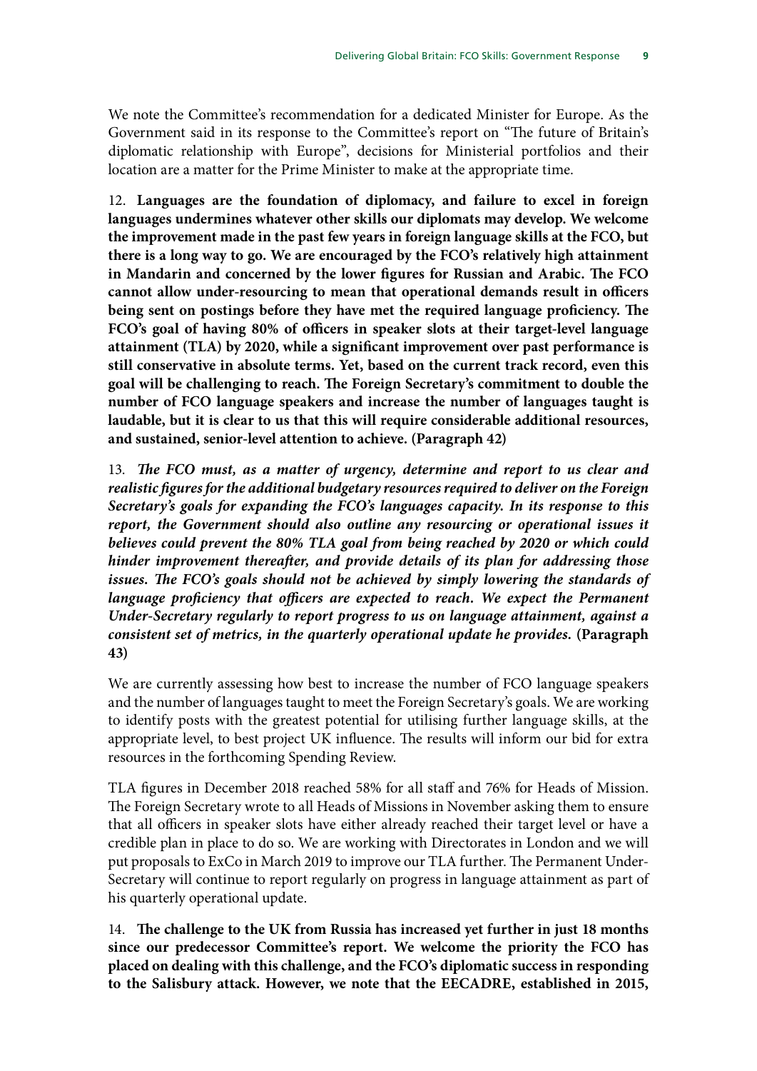We note the Committee's recommendation for a dedicated Minister for Europe. As the Government said in its response to the Committee's report on "The future of Britain's diplomatic relationship with Europe", decisions for Ministerial portfolios and their location are a matter for the Prime Minister to make at the appropriate time.

12. **Languages are the foundation of diplomacy, and failure to excel in foreign languages undermines whatever other skills our diplomats may develop. We welcome the improvement made in the past few years in foreign language skills at the FCO, but there is a long way to go. We are encouraged by the FCO's relatively high attainment in Mandarin and concerned by the lower figures for Russian and Arabic. The FCO cannot allow under-resourcing to mean that operational demands result in officers being sent on postings before they have met the required language proficiency. The FCO's goal of having 80% of officers in speaker slots at their target-level language attainment (TLA) by 2020, while a significant improvement over past performance is still conservative in absolute terms. Yet, based on the current track record, even this goal will be challenging to reach. The Foreign Secretary's commitment to double the number of FCO language speakers and increase the number of languages taught is laudable, but it is clear to us that this will require considerable additional resources, and sustained, senior-level attention to achieve. (Paragraph 42)**

13. ***The FCO must, as a matter of urgency, determine and report to us clear and realistic figures for the additional budgetary resources required to deliver on the Foreign Secretary's goals for expanding the FCO's languages capacity. In its response to this report, the Government should also outline any resourcing or operational issues it believes could prevent the 80% TLA goal from being reached by 2020 or which could hinder improvement thereafter, and provide details of its plan for addressing those issues. The FCO's goals should not be achieved by simply lowering the standards of language proficiency that officers are expected to reach. We expect the Permanent Under-Secretary regularly to report progress to us on language attainment, against a consistent set of metrics, in the quarterly operational update he provides.*** **(Paragraph 43)**

We are currently assessing how best to increase the number of FCO language speakers and the number of languages taught to meet the Foreign Secretary's goals. We are working to identify posts with the greatest potential for utilising further language skills, at the appropriate level, to best project UK influence. The results will inform our bid for extra resources in the forthcoming Spending Review.

TLA figures in December 2018 reached 58% for all staff and 76% for Heads of Mission. The Foreign Secretary wrote to all Heads of Missions in November asking them to ensure that all officers in speaker slots have either already reached their target level or have a credible plan in place to do so. We are working with Directorates in London and we will put proposals to ExCo in March 2019 to improve our TLA further. The Permanent Under-Secretary will continue to report regularly on progress in language attainment as part of his quarterly operational update.

14. **The challenge to the UK from Russia has increased yet further in just 18 months since our predecessor Committee's report. We welcome the priority the FCO has placed on dealing with this challenge, and the FCO's diplomatic success in responding to the Salisbury attack. However, we note that the EECADRE, established in 2015,**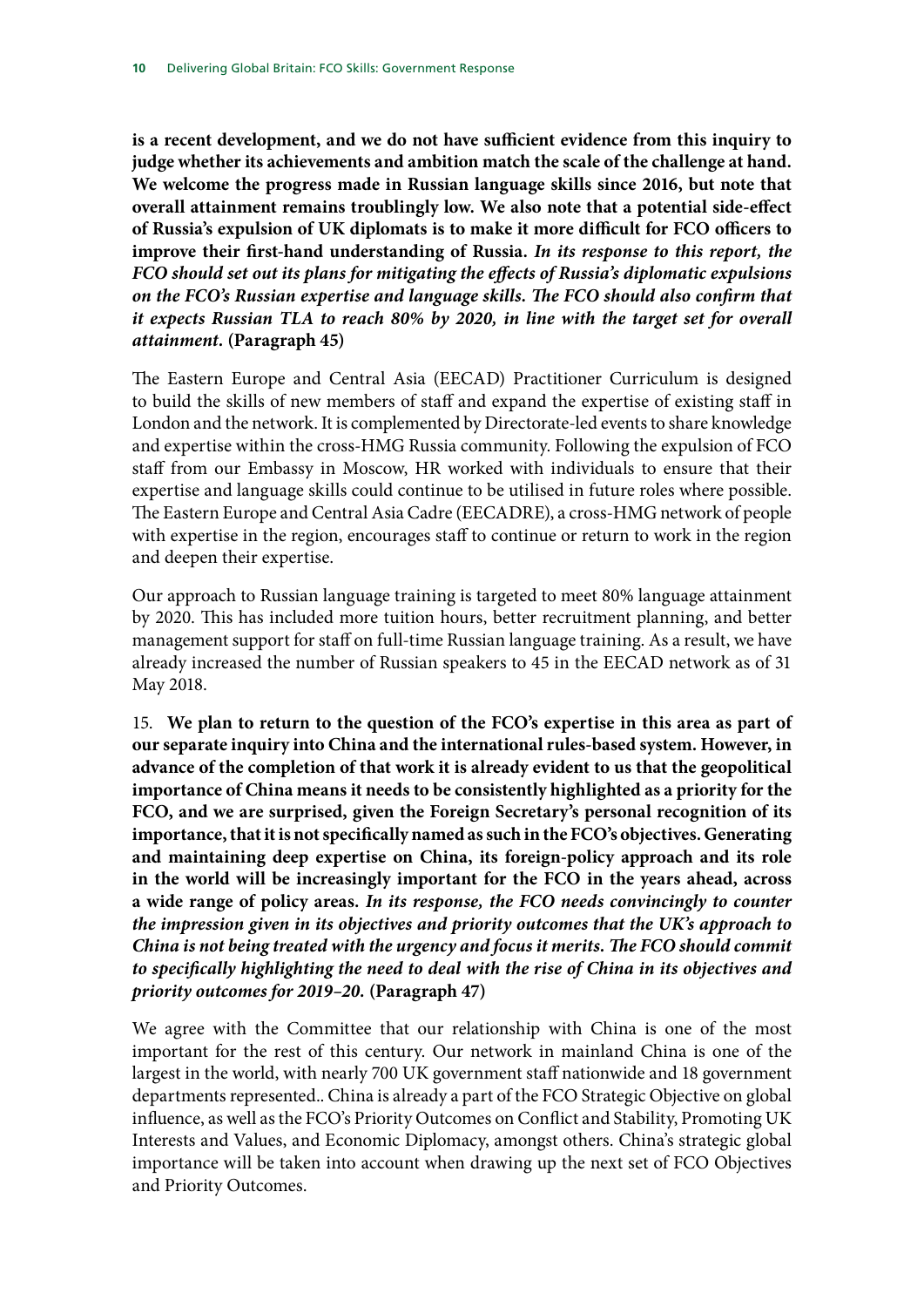**is a recent development, and we do not have sufficient evidence from this inquiry to judge whether its achievements and ambition match the scale of the challenge at hand. We welcome the progress made in Russian language skills since 2016, but note that overall attainment remains troublingly low. We also note that a potential side-effect of Russia's expulsion of UK diplomats is to make it more difficult for FCO officers to improve their first-hand understanding of Russia.** ***In its response to this report, the FCO should set out its plans for mitigating the effects of Russia's diplomatic expulsions on the FCO's Russian expertise and language skills. The FCO should also confirm that it expects Russian TLA to reach 80% by 2020, in line with the target set for overall attainment.*** **(Paragraph 45)**

The Eastern Europe and Central Asia (EECAD) Practitioner Curriculum is designed to build the skills of new members of staff and expand the expertise of existing staff in London and the network. It is complemented by Directorate-led events to share knowledge and expertise within the cross-HMG Russia community. Following the expulsion of FCO staff from our Embassy in Moscow, HR worked with individuals to ensure that their expertise and language skills could continue to be utilised in future roles where possible. The Eastern Europe and Central Asia Cadre (EECADRE), a cross-HMG network of people with expertise in the region, encourages staff to continue or return to work in the region and deepen their expertise.

Our approach to Russian language training is targeted to meet 80% language attainment by 2020. This has included more tuition hours, better recruitment planning, and better management support for staff on full-time Russian language training. As a result, we have already increased the number of Russian speakers to 45 in the EECAD network as of 31 May 2018.

15. **We plan to return to the question of the FCO's expertise in this area as part of our separate inquiry into China and the international rules-based system. However, in advance of the completion of that work it is already evident to us that the geopolitical importance of China means it needs to be consistently highlighted as a priority for the FCO, and we are surprised, given the Foreign Secretary's personal recognition of its importance, that it is not specifically named as such in the FCO's objectives. Generating and maintaining deep expertise on China, its foreign-policy approach and its role in the world will be increasingly important for the FCO in the years ahead, across a wide range of policy areas.** ***In its response, the FCO needs convincingly to counter the impression given in its objectives and priority outcomes that the UK's approach to China is not being treated with the urgency and focus it merits. The FCO should commit to specifically highlighting the need to deal with the rise of China in its objectives and priority outcomes for 2019–20.*** **(Paragraph 47)**

We agree with the Committee that our relationship with China is one of the most important for the rest of this century. Our network in mainland China is one of the largest in the world, with nearly 700 UK government staff nationwide and 18 government departments represented.. China is already a part of the FCO Strategic Objective on global influence, as well as the FCO's Priority Outcomes on Conflict and Stability, Promoting UK Interests and Values, and Economic Diplomacy, amongst others. China's strategic global importance will be taken into account when drawing up the next set of FCO Objectives and Priority Outcomes.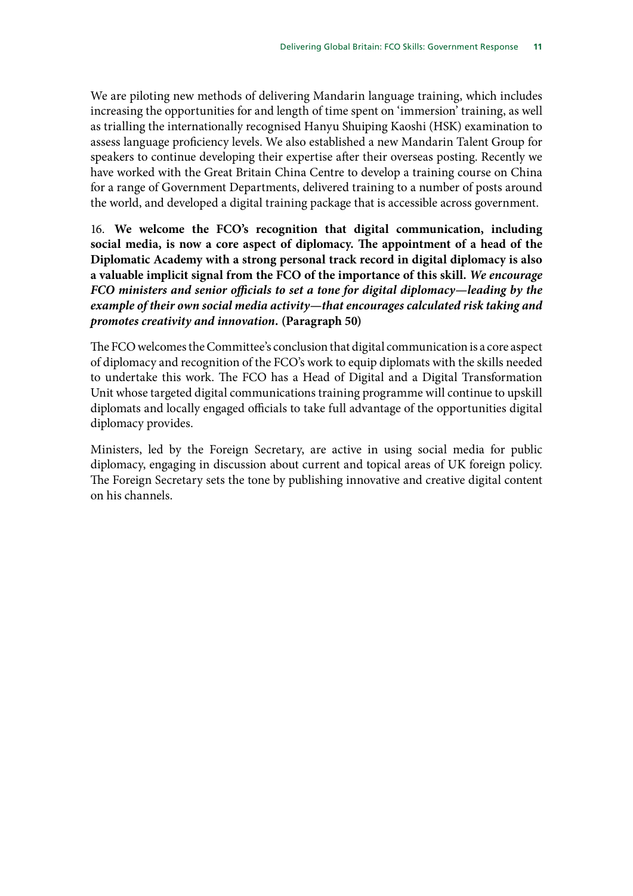We are piloting new methods of delivering Mandarin language training, which includes increasing the opportunities for and length of time spent on 'immersion' training, as well as trialling the internationally recognised Hanyu Shuiping Kaoshi (HSK) examination to assess language proficiency levels. We also established a new Mandarin Talent Group for speakers to continue developing their expertise after their overseas posting. Recently we have worked with the Great Britain China Centre to develop a training course on China for a range of Government Departments, delivered training to a number of posts around the world, and developed a digital training package that is accessible across government.

16. **We welcome the FCO's recognition that digital communication, including social media, is now a core aspect of diplomacy. The appointment of a head of the Diplomatic Academy with a strong personal track record in digital diplomacy is also a valuable implicit signal from the FCO of the importance of this skill.** ***We encourage FCO ministers and senior officials to set a tone for digital diplomacy—leading by the example of their own social media activity—that encourages calculated risk taking and promotes creativity and innovation.*** **(Paragraph 50)**

The FCO welcomes the Committee's conclusion that digital communication is a core aspect of diplomacy and recognition of the FCO's work to equip diplomats with the skills needed to undertake this work. The FCO has a Head of Digital and a Digital Transformation Unit whose targeted digital communications training programme will continue to upskill diplomats and locally engaged officials to take full advantage of the opportunities digital diplomacy provides.

Ministers, led by the Foreign Secretary, are active in using social media for public diplomacy, engaging in discussion about current and topical areas of UK foreign policy. The Foreign Secretary sets the tone by publishing innovative and creative digital content on his channels.